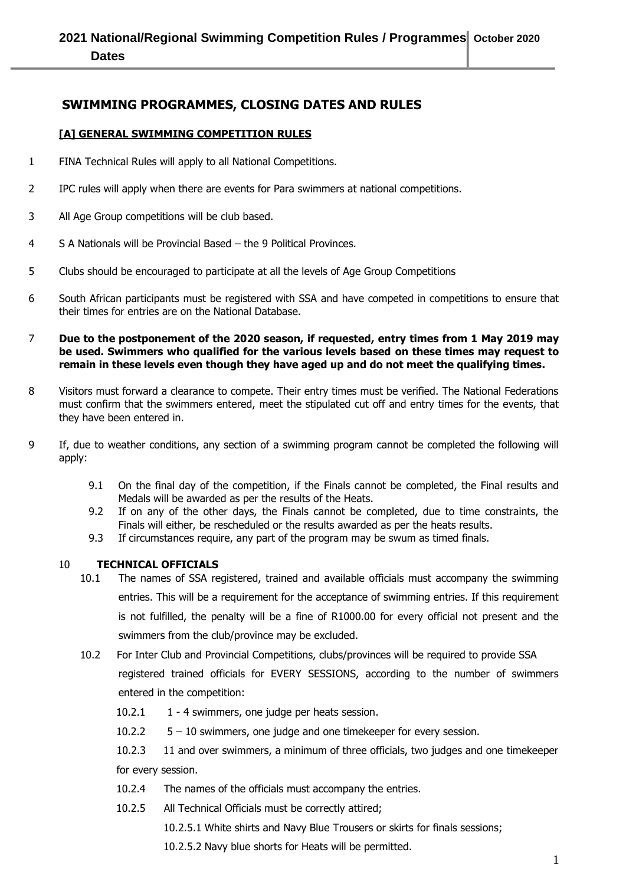# SWIMMING PROGRAMMES, CLOSING DATES AND RULES

## [A] GENERAL SWIMMING COMPETITION RULES

1 FINA Technical Rules will apply to all National Competitions.

2 IPC rules will apply when there are events for Para swimmers at national competitions.

3 All Age Group competitions will be club based.

4 S A Nationals will be Provincial Based – the 9 Political Provinces.

5 Clubs should be encouraged to participate at all the levels of Age Group Competitions

6 South African participants must be registered with SSA and have competed in competitions to ensure that their times for entries are on the National Database.

7 **Due to the postponement of the 2020 season, if requested, entry times from 1 May 2019 may be used. Swimmers who qualified for the various levels based on these times may request to remain in these levels even though they have aged up and do not meet the qualifying times.**

8 Visitors must forward a clearance to compete. Their entry times must be verified. The National Federations must confirm that the swimmers entered, meet the stipulated cut off and entry times for the events, that they have been entered in.

9 If, due to weather conditions, any section of a swimming program cannot be completed the following will apply:

9.1 On the final day of the competition, if the Finals cannot be completed, the Final results and Medals will be awarded as per the results of the Heats.

9.2 If on any of the other days, the Finals cannot be completed, due to time constraints, the Finals will either, be rescheduled or the results awarded as per the heats results.

9.3 If circumstances require, any part of the program may be swum as timed finals.

10 **TECHNICAL OFFICIALS**

10.1 The names of SSA registered, trained and available officials must accompany the swimming entries. This will be a requirement for the acceptance of swimming entries. If this requirement is not fulfilled, the penalty will be a fine of R1000.00 for every official not present and the swimmers from the club/province may be excluded.

10.2 For Inter Club and Provincial Competitions, clubs/provinces will be required to provide SSA registered trained officials for EVERY SESSIONS, according to the number of swimmers entered in the competition:

10.2.1 1 - 4 swimmers, one judge per heats session.

10.2.2 5 – 10 swimmers, one judge and one timekeeper for every session.

10.2.3 11 and over swimmers, a minimum of three officials, two judges and one timekeeper for every session.

10.2.4 The names of the officials must accompany the entries.

10.2.5 All Technical Officials must be correctly attired;

10.2.5.1 White shirts and Navy Blue Trousers or skirts for finals sessions;

10.2.5.2 Navy blue shorts for Heats will be permitted.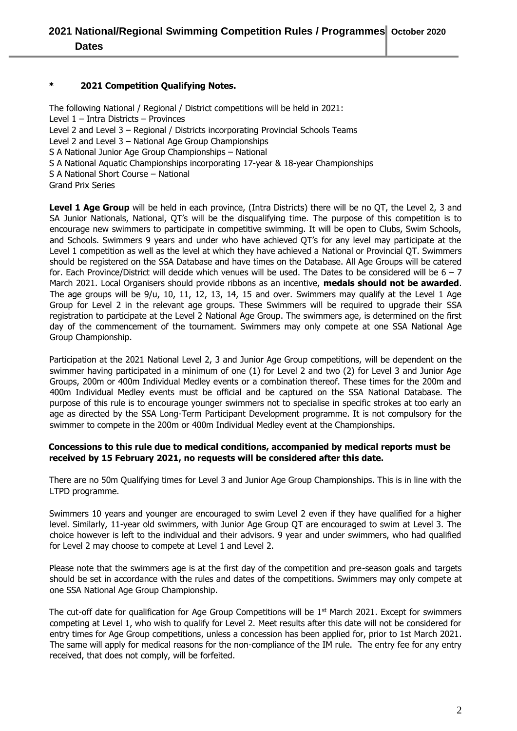**\* 2021 Competition Qualifying Notes.**

The following National / Regional / District competitions will be held in 2021:
Level 1 – Intra Districts – Provinces
Level 2 and Level 3 – Regional / Districts incorporating Provincial Schools Teams
Level 2 and Level 3 – National Age Group Championships
S A National Junior Age Group Championships – National
S A National Aquatic Championships incorporating 17-year & 18-year Championships
S A National Short Course – National
Grand Prix Series

**Level 1 Age Group** will be held in each province, (Intra Districts) there will be no QT, the Level 2, 3 and SA Junior Nationals, National, QT's will be the disqualifying time. The purpose of this competition is to encourage new swimmers to participate in competitive swimming. It will be open to Clubs, Swim Schools, and Schools. Swimmers 9 years and under who have achieved QT's for any level may participate at the Level 1 competition as well as the level at which they have achieved a National or Provincial QT. Swimmers should be registered on the SSA Database and have times on the Database. All Age Groups will be catered for. Each Province/District will decide which venues will be used. The Dates to be considered will be 6 – 7 March 2021. Local Organisers should provide ribbons as an incentive, **medals should not be awarded**. The age groups will be 9/u, 10, 11, 12, 13, 14, 15 and over. Swimmers may qualify at the Level 1 Age Group for Level 2 in the relevant age groups. These Swimmers will be required to upgrade their SSA registration to participate at the Level 2 National Age Group. The swimmers age, is determined on the first day of the commencement of the tournament. Swimmers may only compete at one SSA National Age Group Championship.

Participation at the 2021 National Level 2, 3 and Junior Age Group competitions, will be dependent on the swimmer having participated in a minimum of one (1) for Level 2 and two (2) for Level 3 and Junior Age Groups, 200m or 400m Individual Medley events or a combination thereof. These times for the 200m and 400m Individual Medley events must be official and be captured on the SSA National Database. The purpose of this rule is to encourage younger swimmers not to specialise in specific strokes at too early an age as directed by the SSA Long-Term Participant Development programme. It is not compulsory for the swimmer to compete in the 200m or 400m Individual Medley event at the Championships.

**Concessions to this rule due to medical conditions, accompanied by medical reports must be received by 15 February 2021, no requests will be considered after this date.**

There are no 50m Qualifying times for Level 3 and Junior Age Group Championships. This is in line with the LTPD programme.

Swimmers 10 years and younger are encouraged to swim Level 2 even if they have qualified for a higher level. Similarly, 11-year old swimmers, with Junior Age Group QT are encouraged to swim at Level 3. The choice however is left to the individual and their advisors. 9 year and under swimmers, who had qualified for Level 2 may choose to compete at Level 1 and Level 2.

Please note that the swimmers age is at the first day of the competition and pre-season goals and targets should be set in accordance with the rules and dates of the competitions. Swimmers may only compete at one SSA National Age Group Championship.

The cut-off date for qualification for Age Group Competitions will be 1st March 2021. Except for swimmers competing at Level 1, who wish to qualify for Level 2. Meet results after this date will not be considered for entry times for Age Group competitions, unless a concession has been applied for, prior to 1st March 2021. The same will apply for medical reasons for the non-compliance of the IM rule. The entry fee for any entry received, that does not comply, will be forfeited.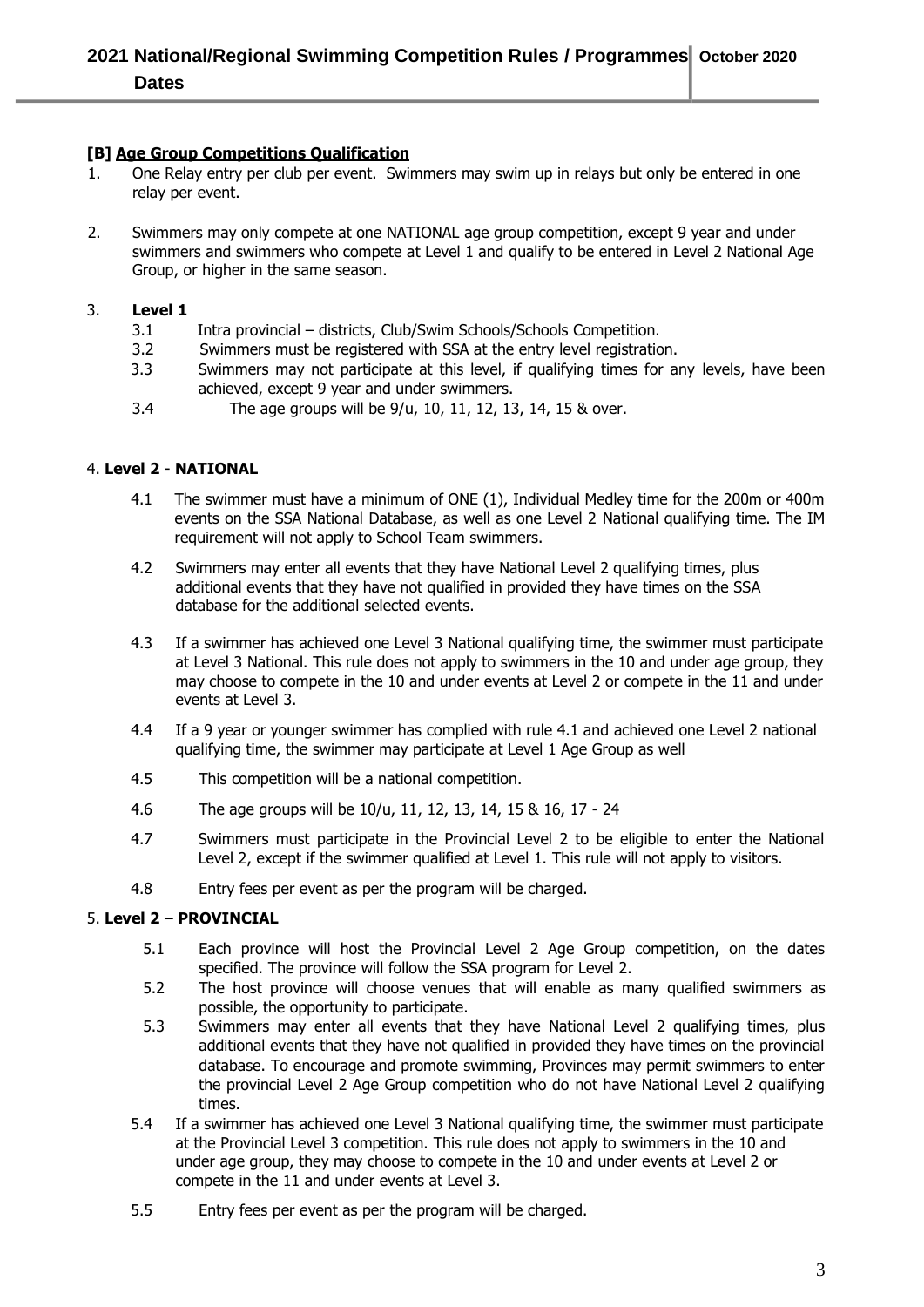**[B] Age Group Competitions Qualification**

1. One Relay entry per club per event. Swimmers may swim up in relays but only be entered in one relay per event.

2. Swimmers may only compete at one NATIONAL age group competition, except 9 year and under swimmers and swimmers who compete at Level 1 and qualify to be entered in Level 2 National Age Group, or higher in the same season.

3. **Level 1**
   - 3.1 Intra provincial – districts, Club/Swim Schools/Schools Competition.
   - 3.2 Swimmers must be registered with SSA at the entry level registration.
   - 3.3 Swimmers may not participate at this level, if qualifying times for any levels, have been achieved, except 9 year and under swimmers.
   - 3.4 The age groups will be 9/u, 10, 11, 12, 13, 14, 15 & over.

4. **Level 2** - **NATIONAL**

   - 4.1 The swimmer must have a minimum of ONE (1), Individual Medley time for the 200m or 400m events on the SSA National Database, as well as one Level 2 National qualifying time. The IM requirement will not apply to School Team swimmers.
   - 4.2 Swimmers may enter all events that they have National Level 2 qualifying times, plus additional events that they have not qualified in provided they have times on the SSA database for the additional selected events.
   - 4.3 If a swimmer has achieved one Level 3 National qualifying time, the swimmer must participate at Level 3 National. This rule does not apply to swimmers in the 10 and under age group, they may choose to compete in the 10 and under events at Level 2 or compete in the 11 and under events at Level 3.
   - 4.4 If a 9 year or younger swimmer has complied with rule 4.1 and achieved one Level 2 national qualifying time, the swimmer may participate at Level 1 Age Group as well
   - 4.5 This competition will be a national competition.
   - 4.6 The age groups will be 10/u, 11, 12, 13, 14, 15 & 16, 17 - 24
   - 4.7 Swimmers must participate in the Provincial Level 2 to be eligible to enter the National Level 2, except if the swimmer qualified at Level 1. This rule will not apply to visitors.
   - 4.8 Entry fees per event as per the program will be charged.

5. **Level 2** – **PROVINCIAL**

   - 5.1 Each province will host the Provincial Level 2 Age Group competition, on the dates specified. The province will follow the SSA program for Level 2.
   - 5.2 The host province will choose venues that will enable as many qualified swimmers as possible, the opportunity to participate.
   - 5.3 Swimmers may enter all events that they have National Level 2 qualifying times, plus additional events that they have not qualified in provided they have times on the provincial database. To encourage and promote swimming, Provinces may permit swimmers to enter the provincial Level 2 Age Group competition who do not have National Level 2 qualifying times.
   - 5.4 If a swimmer has achieved one Level 3 National qualifying time, the swimmer must participate at the Provincial Level 3 competition. This rule does not apply to swimmers in the 10 and under age group, they may choose to compete in the 10 and under events at Level 2 or compete in the 11 and under events at Level 3.
   - 5.5 Entry fees per event as per the program will be charged.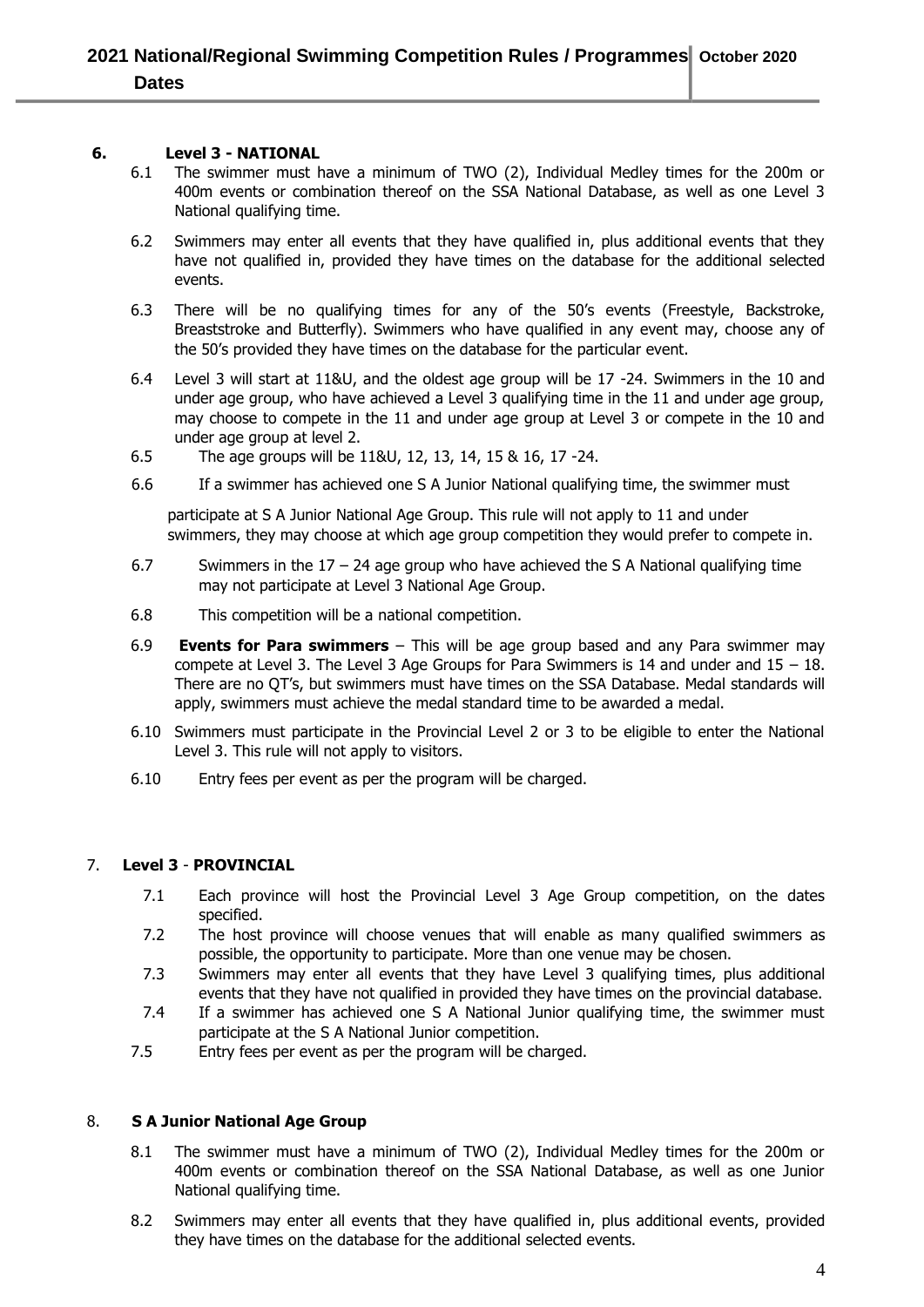## 6. Level 3 - NATIONAL

6.1 The swimmer must have a minimum of TWO (2), Individual Medley times for the 200m or 400m events or combination thereof on the SSA National Database, as well as one Level 3 National qualifying time.

6.2 Swimmers may enter all events that they have qualified in, plus additional events that they have not qualified in, provided they have times on the database for the additional selected events.

6.3 There will be no qualifying times for any of the 50's events (Freestyle, Backstroke, Breaststroke and Butterfly). Swimmers who have qualified in any event may, choose any of the 50's provided they have times on the database for the particular event.

6.4 Level 3 will start at 11&U, and the oldest age group will be 17 -24. Swimmers in the 10 and under age group, who have achieved a Level 3 qualifying time in the 11 and under age group, may choose to compete in the 11 and under age group at Level 3 or compete in the 10 and under age group at level 2.

6.5 The age groups will be 11&U, 12, 13, 14, 15 & 16, 17 -24.

6.6 If a swimmer has achieved one S A Junior National qualifying time, the swimmer must participate at S A Junior National Age Group. This rule will not apply to 11 and under swimmers, they may choose at which age group competition they would prefer to compete in.

6.7 Swimmers in the 17 – 24 age group who have achieved the S A National qualifying time may not participate at Level 3 National Age Group.

6.8 This competition will be a national competition.

6.9 **Events for Para swimmers** – This will be age group based and any Para swimmer may compete at Level 3. The Level 3 Age Groups for Para Swimmers is 14 and under and 15 – 18. There are no QT's, but swimmers must have times on the SSA Database. Medal standards will apply, swimmers must achieve the medal standard time to be awarded a medal.

6.10 Swimmers must participate in the Provincial Level 2 or 3 to be eligible to enter the National Level 3. This rule will not apply to visitors.

6.10 Entry fees per event as per the program will be charged.

## 7. Level 3 - PROVINCIAL

7.1 Each province will host the Provincial Level 3 Age Group competition, on the dates specified.

7.2 The host province will choose venues that will enable as many qualified swimmers as possible, the opportunity to participate. More than one venue may be chosen.

7.3 Swimmers may enter all events that they have Level 3 qualifying times, plus additional events that they have not qualified in provided they have times on the provincial database.

7.4 If a swimmer has achieved one S A National Junior qualifying time, the swimmer must participate at the S A National Junior competition.

7.5 Entry fees per event as per the program will be charged.

## 8. S A Junior National Age Group

8.1 The swimmer must have a minimum of TWO (2), Individual Medley times for the 200m or 400m events or combination thereof on the SSA National Database, as well as one Junior National qualifying time.

8.2 Swimmers may enter all events that they have qualified in, plus additional events, provided they have times on the database for the additional selected events.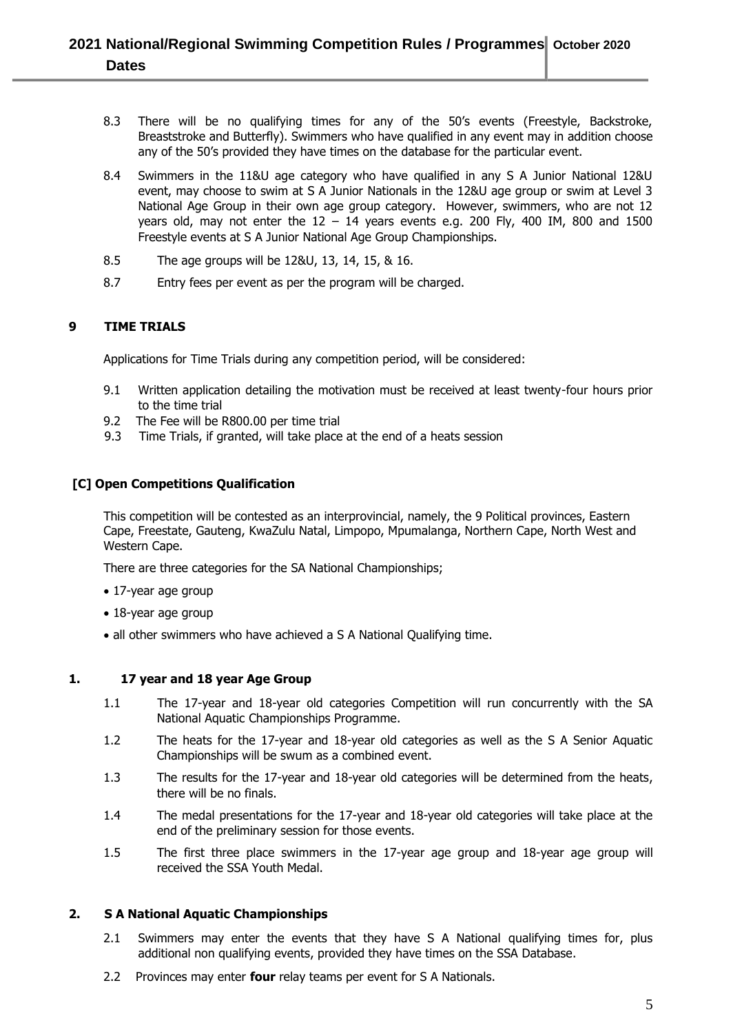8.3 There will be no qualifying times for any of the 50's events (Freestyle, Backstroke, Breaststroke and Butterfly). Swimmers who have qualified in any event may in addition choose any of the 50's provided they have times on the database for the particular event.

8.4 Swimmers in the 11&U age category who have qualified in any S A Junior National 12&U event, may choose to swim at S A Junior Nationals in the 12&U age group or swim at Level 3 National Age Group in their own age group category. However, swimmers, who are not 12 years old, may not enter the 12 – 14 years events e.g. 200 Fly, 400 IM, 800 and 1500 Freestyle events at S A Junior National Age Group Championships.

8.5 The age groups will be 12&U, 13, 14, 15, & 16.

8.7 Entry fees per event as per the program will be charged.

## 9 TIME TRIALS

Applications for Time Trials during any competition period, will be considered:

9.1 Written application detailing the motivation must be received at least twenty-four hours prior to the time trial

9.2 The Fee will be R800.00 per time trial

9.3 Time Trials, if granted, will take place at the end of a heats session

## [C] Open Competitions Qualification

This competition will be contested as an interprovincial, namely, the 9 Political provinces, Eastern Cape, Freestate, Gauteng, KwaZulu Natal, Limpopo, Mpumalanga, Northern Cape, North West and Western Cape.

There are three categories for the SA National Championships;

- 17-year age group
- 18-year age group
- all other swimmers who have achieved a S A National Qualifying time.

### 1. 17 year and 18 year Age Group

1.1 The 17-year and 18-year old categories Competition will run concurrently with the SA National Aquatic Championships Programme.

1.2 The heats for the 17-year and 18-year old categories as well as the S A Senior Aquatic Championships will be swum as a combined event.

1.3 The results for the 17-year and 18-year old categories will be determined from the heats, there will be no finals.

1.4 The medal presentations for the 17-year and 18-year old categories will take place at the end of the preliminary session for those events.

1.5 The first three place swimmers in the 17-year age group and 18-year age group will received the SSA Youth Medal.

### 2. S A National Aquatic Championships

2.1 Swimmers may enter the events that they have S A National qualifying times for, plus additional non qualifying events, provided they have times on the SSA Database.

2.2 Provinces may enter **four** relay teams per event for S A Nationals.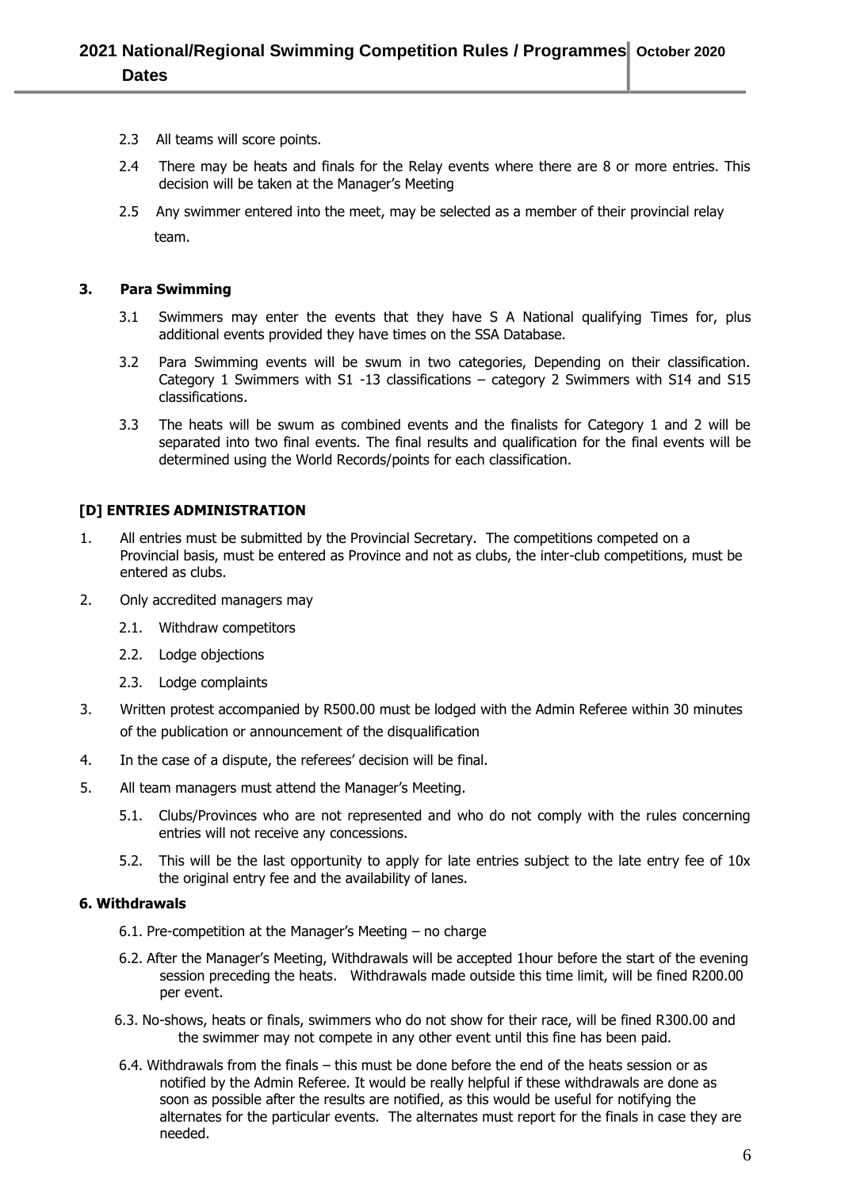2.3 All teams will score points.

2.4 There may be heats and finals for the Relay events where there are 8 or more entries. This decision will be taken at the Manager's Meeting

2.5 Any swimmer entered into the meet, may be selected as a member of their provincial relay team.

**3. Para Swimming**

3.1 Swimmers may enter the events that they have S A National qualifying Times for, plus additional events provided they have times on the SSA Database.

3.2 Para Swimming events will be swum in two categories, Depending on their classification. Category 1 Swimmers with S1 -13 classifications – category 2 Swimmers with S14 and S15 classifications.

3.3 The heats will be swum as combined events and the finalists for Category 1 and 2 will be separated into two final events. The final results and qualification for the final events will be determined using the World Records/points for each classification.

**[D] ENTRIES ADMINISTRATION**

1. All entries must be submitted by the Provincial Secretary. The competitions competed on a Provincial basis, must be entered as Province and not as clubs, the inter-club competitions, must be entered as clubs.

2. Only accredited managers may

   2.1. Withdraw competitors

   2.2. Lodge objections

   2.3. Lodge complaints

3. Written protest accompanied by R500.00 must be lodged with the Admin Referee within 30 minutes of the publication or announcement of the disqualification

4. In the case of a dispute, the referees' decision will be final.

5. All team managers must attend the Manager's Meeting.

   5.1. Clubs/Provinces who are not represented and who do not comply with the rules concerning entries will not receive any concessions.

   5.2. This will be the last opportunity to apply for late entries subject to the late entry fee of 10x the original entry fee and the availability of lanes.

**6. Withdrawals**

6.1. Pre-competition at the Manager's Meeting – no charge

6.2. After the Manager's Meeting, Withdrawals will be accepted 1hour before the start of the evening session preceding the heats. Withdrawals made outside this time limit, will be fined R200.00 per event.

6.3. No-shows, heats or finals, swimmers who do not show for their race, will be fined R300.00 and the swimmer may not compete in any other event until this fine has been paid.

6.4. Withdrawals from the finals – this must be done before the end of the heats session or as notified by the Admin Referee. It would be really helpful if these withdrawals are done as soon as possible after the results are notified, as this would be useful for notifying the alternates for the particular events. The alternates must report for the finals in case they are needed.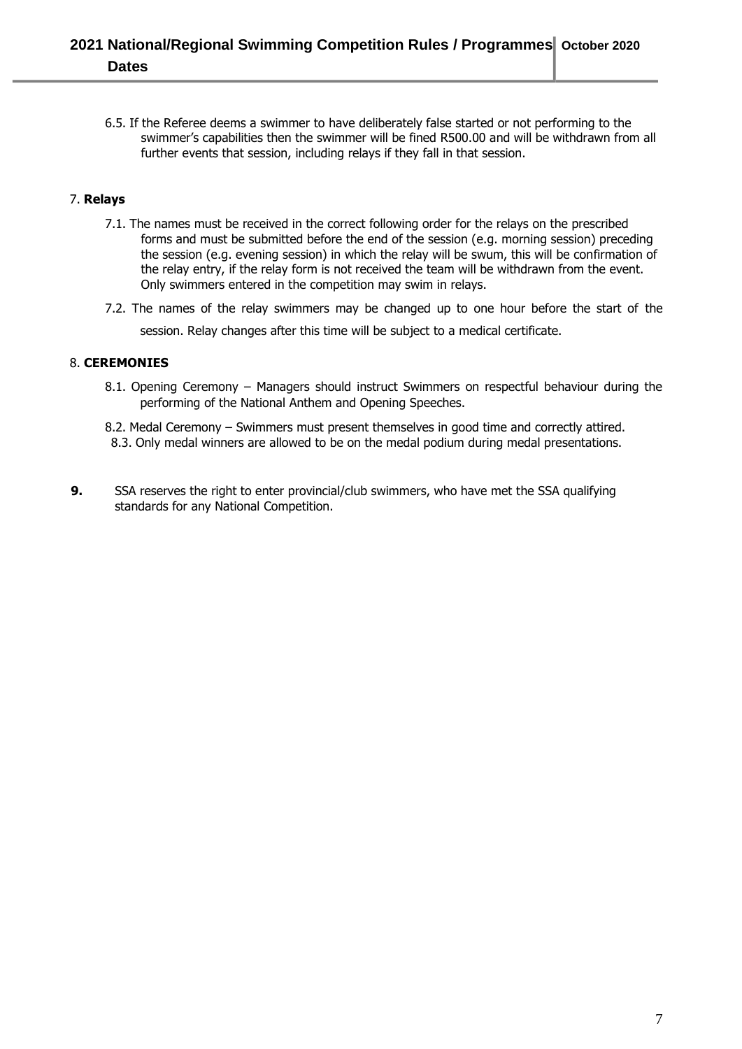6.5. If the Referee deems a swimmer to have deliberately false started or not performing to the swimmer's capabilities then the swimmer will be fined R500.00 and will be withdrawn from all further events that session, including relays if they fall in that session.

7. **Relays**

7.1. The names must be received in the correct following order for the relays on the prescribed forms and must be submitted before the end of the session (e.g. morning session) preceding the session (e.g. evening session) in which the relay will be swum, this will be confirmation of the relay entry, if the relay form is not received the team will be withdrawn from the event. Only swimmers entered in the competition may swim in relays.

7.2. The names of the relay swimmers may be changed up to one hour before the start of the session. Relay changes after this time will be subject to a medical certificate.

8. **CEREMONIES**

8.1. Opening Ceremony – Managers should instruct Swimmers on respectful behaviour during the performing of the National Anthem and Opening Speeches.

8.2. Medal Ceremony – Swimmers must present themselves in good time and correctly attired.

8.3. Only medal winners are allowed to be on the medal podium during medal presentations.

**9.** SSA reserves the right to enter provincial/club swimmers, who have met the SSA qualifying standards for any National Competition.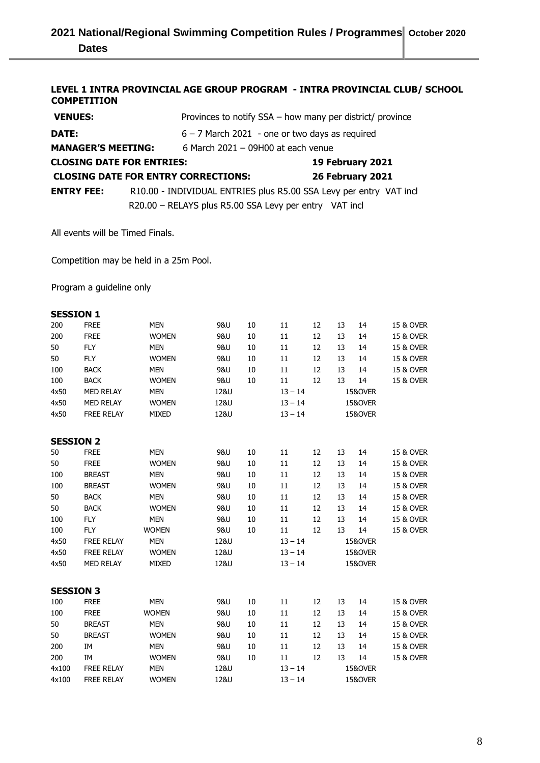## LEVEL 1 INTRA PROVINCIAL AGE GROUP PROGRAM - INTRA PROVINCIAL CLUB/ SCHOOL COMPETITION

**VENUES:** Provinces to notify SSA – how many per district/ province

**DATE:** 6 – 7 March 2021 - one or two days as required

**MANAGER'S MEETING:** 6 March 2021 – 09H00 at each venue

**CLOSING DATE FOR ENTRIES:** **19 February 2021**

**CLOSING DATE FOR ENTRY CORRECTIONS:** **26 February 2021**

**ENTRY FEE:** R10.00 - INDIVIDUAL ENTRIES plus R5.00 SSA Levy per entry VAT incl
R20.00 – RELAYS plus R5.00 SSA Levy per entry VAT incl

All events will be Timed Finals.

Competition may be held in a 25m Pool.

Program a guideline only

### SESSION 1

| | | | | | | | | | |
|---|---|---|---|---|---|---|---|---|---|
| 200 | FREE | MEN | 9&U | 10 | 11 | 12 | 13 | 14 | 15 & OVER |
| 200 | FREE | WOMEN | 9&U | 10 | 11 | 12 | 13 | 14 | 15 & OVER |
| 50 | FLY | MEN | 9&U | 10 | 11 | 12 | 13 | 14 | 15 & OVER |
| 50 | FLY | WOMEN | 9&U | 10 | 11 | 12 | 13 | 14 | 15 & OVER |
| 100 | BACK | MEN | 9&U | 10 | 11 | 12 | 13 | 14 | 15 & OVER |
| 100 | BACK | WOMEN | 9&U | 10 | 11 | 12 | 13 | 14 | 15 & OVER |
| 4x50 | MED RELAY | MEN | 12&U | | 13 – 14 | | 15&OVER | | |
| 4x50 | MED RELAY | WOMEN | 12&U | | 13 – 14 | | 15&OVER | | |
| 4x50 | FREE RELAY | MIXED | 12&U | | 13 – 14 | | 15&OVER | | |

### SESSION 2

| | | | | | | | | | |
|---|---|---|---|---|---|---|---|---|---|
| 50 | FREE | MEN | 9&U | 10 | 11 | 12 | 13 | 14 | 15 & OVER |
| 50 | FREE | WOMEN | 9&U | 10 | 11 | 12 | 13 | 14 | 15 & OVER |
| 100 | BREAST | MEN | 9&U | 10 | 11 | 12 | 13 | 14 | 15 & OVER |
| 100 | BREAST | WOMEN | 9&U | 10 | 11 | 12 | 13 | 14 | 15 & OVER |
| 50 | BACK | MEN | 9&U | 10 | 11 | 12 | 13 | 14 | 15 & OVER |
| 50 | BACK | WOMEN | 9&U | 10 | 11 | 12 | 13 | 14 | 15 & OVER |
| 100 | FLY | MEN | 9&U | 10 | 11 | 12 | 13 | 14 | 15 & OVER |
| 100 | FLY | WOMEN | 9&U | 10 | 11 | 12 | 13 | 14 | 15 & OVER |
| 4x50 | FREE RELAY | MEN | 12&U | | 13 – 14 | | 15&OVER | | |
| 4x50 | FREE RELAY | WOMEN | 12&U | | 13 – 14 | | 15&OVER | | |
| 4x50 | MED RELAY | MIXED | 12&U | | 13 – 14 | | 15&OVER | | |

### SESSION 3

| | | | | | | | | | |
|---|---|---|---|---|---|---|---|---|---|
| 100 | FREE | MEN | 9&U | 10 | 11 | 12 | 13 | 14 | 15 & OVER |
| 100 | FREE | WOMEN | 9&U | 10 | 11 | 12 | 13 | 14 | 15 & OVER |
| 50 | BREAST | MEN | 9&U | 10 | 11 | 12 | 13 | 14 | 15 & OVER |
| 50 | BREAST | WOMEN | 9&U | 10 | 11 | 12 | 13 | 14 | 15 & OVER |
| 200 | IM | MEN | 9&U | 10 | 11 | 12 | 13 | 14 | 15 & OVER |
| 200 | IM | WOMEN | 9&U | 10 | 11 | 12 | 13 | 14 | 15 & OVER |
| 4x100 | FREE RELAY | MEN | 12&U | | 13 – 14 | | 15&OVER | | |
| 4x100 | FREE RELAY | WOMEN | 12&U | | 13 – 14 | | 15&OVER | | |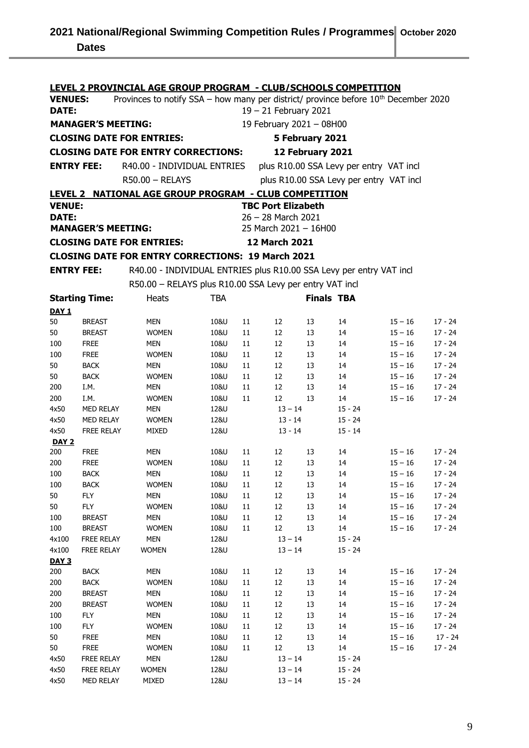## LEVEL 2 PROVINCIAL AGE GROUP PROGRAM - CLUB/SCHOOLS COMPETITION

**VENUES:** Provinces to notify SSA – how many per district/ province before 10th December 2020

**DATE:** 19 – 21 February 2021

**MANAGER'S MEETING:** 19 February 2021 – 08H00

**CLOSING DATE FOR ENTRIES:** **5 February 2021**

**CLOSING DATE FOR ENTRY CORRECTIONS:** **12 February 2021**

**ENTRY FEE:** R40.00 - INDIVIDUAL ENTRIES plus R10.00 SSA Levy per entry VAT incl

R50.00 – RELAYS plus R10.00 SSA Levy per entry VAT incl

## LEVEL 2 NATIONAL AGE GROUP PROGRAM - CLUB COMPETITION

**VENUE:** **TBC Port Elizabeth**

**DATE:** 26 – 28 March 2021

**MANAGER'S MEETING:** 25 March 2021 – 16H00

**CLOSING DATE FOR ENTRIES:** **12 March 2021**

**CLOSING DATE FOR ENTRY CORRECTIONS: 19 March 2021**

**ENTRY FEE:** R40.00 - INDIVIDUAL ENTRIES plus R10.00 SSA Levy per entry VAT incl

R50.00 – RELAYS plus R10.00 SSA Levy per entry VAT incl

**Starting Time:** Heats TBA **Finals TBA**

| | | | | | | | | | |
|---|---|---|---|---|---|---|---|---|---|
| **DAY 1** | | | | | | | | | |
| 50 | BREAST | MEN | 10&U | 11 | 12 | 13 | 14 | 15 – 16 | 17 - 24 |
| 50 | BREAST | WOMEN | 10&U | 11 | 12 | 13 | 14 | 15 – 16 | 17 - 24 |
| 100 | FREE | MEN | 10&U | 11 | 12 | 13 | 14 | 15 – 16 | 17 - 24 |
| 100 | FREE | WOMEN | 10&U | 11 | 12 | 13 | 14 | 15 – 16 | 17 - 24 |
| 50 | BACK | MEN | 10&U | 11 | 12 | 13 | 14 | 15 – 16 | 17 - 24 |
| 50 | BACK | WOMEN | 10&U | 11 | 12 | 13 | 14 | 15 – 16 | 17 - 24 |
| 200 | I.M. | MEN | 10&U | 11 | 12 | 13 | 14 | 15 – 16 | 17 - 24 |
| 200 | I.M. | WOMEN | 10&U | 11 | 12 | 13 | 14 | 15 – 16 | 17 - 24 |
| 4x50 | MED RELAY | MEN | 12&U | | 13 – 14 | | 15 - 24 | | |
| 4x50 | MED RELAY | WOMEN | 12&U | | 13 - 14 | | 15 - 24 | | |
| 4x50 | FREE RELAY | MIXED | 12&U | | 13 - 14 | | 15 - 14 | | |
| **DAY 2** | | | | | | | | | |
| 200 | FREE | MEN | 10&U | 11 | 12 | 13 | 14 | 15 – 16 | 17 - 24 |
| 200 | FREE | WOMEN | 10&U | 11 | 12 | 13 | 14 | 15 – 16 | 17 - 24 |
| 100 | BACK | MEN | 10&U | 11 | 12 | 13 | 14 | 15 – 16 | 17 - 24 |
| 100 | BACK | WOMEN | 10&U | 11 | 12 | 13 | 14 | 15 – 16 | 17 - 24 |
| 50 | FLY | MEN | 10&U | 11 | 12 | 13 | 14 | 15 – 16 | 17 - 24 |
| 50 | FLY | WOMEN | 10&U | 11 | 12 | 13 | 14 | 15 – 16 | 17 - 24 |
| 100 | BREAST | MEN | 10&U | 11 | 12 | 13 | 14 | 15 – 16 | 17 - 24 |
| 100 | BREAST | WOMEN | 10&U | 11 | 12 | 13 | 14 | 15 – 16 | 17 - 24 |
| 4x100 | FREE RELAY | MEN | 12&U | | 13 – 14 | | 15 - 24 | | |
| 4x100 | FREE RELAY | WOMEN | 12&U | | 13 – 14 | | 15 - 24 | | |
| **DAY 3** | | | | | | | | | |
| 200 | BACK | MEN | 10&U | 11 | 12 | 13 | 14 | 15 – 16 | 17 - 24 |
| 200 | BACK | WOMEN | 10&U | 11 | 12 | 13 | 14 | 15 – 16 | 17 - 24 |
| 200 | BREAST | MEN | 10&U | 11 | 12 | 13 | 14 | 15 – 16 | 17 - 24 |
| 200 | BREAST | WOMEN | 10&U | 11 | 12 | 13 | 14 | 15 – 16 | 17 - 24 |
| 100 | FLY | MEN | 10&U | 11 | 12 | 13 | 14 | 15 – 16 | 17 - 24 |
| 100 | FLY | WOMEN | 10&U | 11 | 12 | 13 | 14 | 15 – 16 | 17 - 24 |
| 50 | FREE | MEN | 10&U | 11 | 12 | 13 | 14 | 15 – 16 | 17 - 24 |
| 50 | FREE | WOMEN | 10&U | 11 | 12 | 13 | 14 | 15 – 16 | 17 - 24 |
| 4x50 | FREE RELAY | MEN | 12&U | | 13 – 14 | | 15 - 24 | | |
| 4x50 | FREE RELAY | WOMEN | 12&U | | 13 – 14 | | 15 - 24 | | |
| 4x50 | MED RELAY | MIXED | 12&U | | 13 – 14 | | 15 - 24 | | |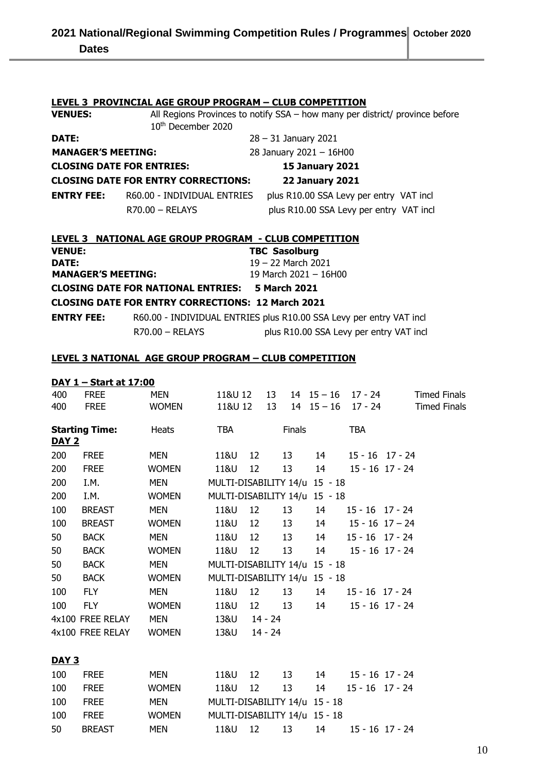**LEVEL 3 PROVINCIAL AGE GROUP PROGRAM – CLUB COMPETITION**

**VENUES:** All Regions Provinces to notify SSA – how many per district/ province before 10th December 2020

**DATE:** 28 – 31 January 2021

**MANAGER'S MEETING:** 28 January 2021 – 16H00

**CLOSING DATE FOR ENTRIES:** **15 January 2021**

**CLOSING DATE FOR ENTRY CORRECTIONS:** **22 January 2021**

**ENTRY FEE:** R60.00 - INDIVIDUAL ENTRIES plus R10.00 SSA Levy per entry VAT incl
R70.00 – RELAYS plus R10.00 SSA Levy per entry VAT incl

**LEVEL 3 NATIONAL AGE GROUP PROGRAM - CLUB COMPETITION**

**VENUE:** **TBC Sasolburg**

**DATE:** 19 – 22 March 2021

**MANAGER'S MEETING:** 19 March 2021 – 16H00

**CLOSING DATE FOR NATIONAL ENTRIES:** **5 March 2021**

**CLOSING DATE FOR ENTRY CORRECTIONS: 12 March 2021**

**ENTRY FEE:** R60.00 - INDIVIDUAL ENTRIES plus R10.00 SSA Levy per entry VAT incl
R70.00 – RELAYS plus R10.00 SSA Levy per entry VAT incl

**LEVEL 3 NATIONAL AGE GROUP PROGRAM – CLUB COMPETITION**

**DAY 1 – Start at 17:00**

| | | | | |
|---|---|---|---|---|
| 400 | FREE | MEN | 11&U 12 13 14 15 – 16 17 - 24 | Timed Finals |
| 400 | FREE | WOMEN | 11&U 12 13 14 15 – 16 17 - 24 | Timed Finals |

**Starting Time:** Heats TBA Finals TBA

**DAY 2**

| | | | |
|---|---|---|---|
| 200 | FREE | MEN | 11&U 12 13 14 15 - 16 17 - 24 |
| 200 | FREE | WOMEN | 11&U 12 13 14 15 - 16 17 - 24 |
| 200 | I.M. | MEN | MULTI-DISABILITY 14/u 15 - 18 |
| 200 | I.M. | WOMEN | MULTI-DISABILITY 14/u 15 - 18 |
| 100 | BREAST | MEN | 11&U 12 13 14 15 - 16 17 - 24 |
| 100 | BREAST | WOMEN | 11&U 12 13 14 15 - 16 17 – 24 |
| 50 | BACK | MEN | 11&U 12 13 14 15 - 16 17 - 24 |
| 50 | BACK | WOMEN | 11&U 12 13 14 15 - 16 17 - 24 |
| 50 | BACK | MEN | MULTI-DISABILITY 14/u 15 - 18 |
| 50 | BACK | WOMEN | MULTI-DISABILITY 14/u 15 - 18 |
| 100 | FLY | MEN | 11&U 12 13 14 15 - 16 17 - 24 |
| 100 | FLY | WOMEN | 11&U 12 13 14 15 - 16 17 - 24 |
| 4x100 | FREE RELAY | MEN | 13&U 14 - 24 |
| 4x100 | FREE RELAY | WOMEN | 13&U 14 - 24 |

**DAY 3**

| | | | |
|---|---|---|---|
| 100 | FREE | MEN | 11&U 12 13 14 15 - 16 17 - 24 |
| 100 | FREE | WOMEN | 11&U 12 13 14 15 - 16 17 - 24 |
| 100 | FREE | MEN | MULTI-DISABILITY 14/u 15 - 18 |
| 100 | FREE | WOMEN | MULTI-DISABILITY 14/u 15 - 18 |
| 50 | BREAST | MEN | 11&U 12 13 14 15 - 16 17 - 24 |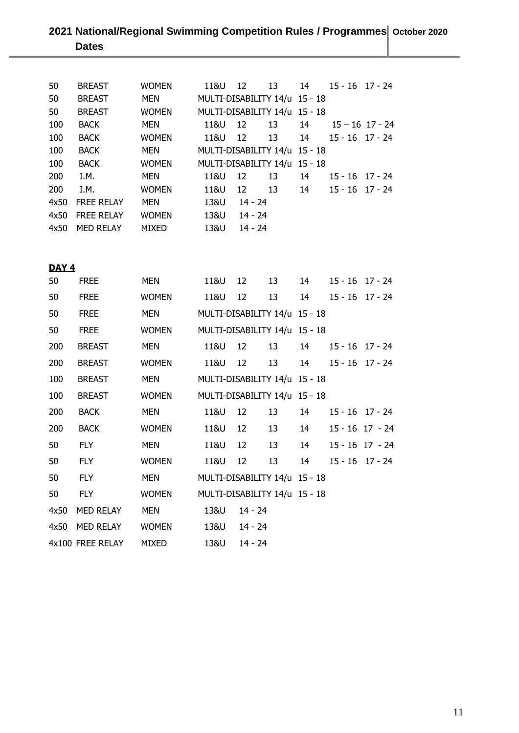| | | | | | | | | |
|---|---|---|---|---|---|---|---|---|
| 50 | BREAST | WOMEN | 11&U | 12 | 13 | 14 | 15 - 16 | 17 - 24 |
| 50 | BREAST | MEN | MULTI-DISABILITY 14/u | | | | 15 - 18 | |
| 50 | BREAST | WOMEN | MULTI-DISABILITY 14/u | | | | 15 - 18 | |
| 100 | BACK | MEN | 11&U | 12 | 13 | 14 | 15 – 16 | 17 - 24 |
| 100 | BACK | WOMEN | 11&U | 12 | 13 | 14 | 15 - 16 | 17 - 24 |
| 100 | BACK | MEN | MULTI-DISABILITY 14/u | | | | 15 - 18 | |
| 100 | BACK | WOMEN | MULTI-DISABILITY 14/u | | | | 15 - 18 | |
| 200 | I.M. | MEN | 11&U | 12 | 13 | 14 | 15 - 16 | 17 - 24 |
| 200 | I.M. | WOMEN | 11&U | 12 | 13 | 14 | 15 - 16 | 17 - 24 |
| 4x50 | FREE RELAY | MEN | 13&U | 14 - 24 | | | | |
| 4x50 | FREE RELAY | WOMEN | 13&U | 14 - 24 | | | | |
| 4x50 | MED RELAY | MIXED | 13&U | 14 - 24 | | | | |

**DAY 4**

| | | | | | | | | |
|---|---|---|---|---|---|---|---|---|
| 50 | FREE | MEN | 11&U | 12 | 13 | 14 | 15 - 16 | 17 - 24 |
| 50 | FREE | WOMEN | 11&U | 12 | 13 | 14 | 15 - 16 | 17 - 24 |
| 50 | FREE | MEN | MULTI-DISABILITY 14/u | | | | 15 - 18 | |
| 50 | FREE | WOMEN | MULTI-DISABILITY 14/u | | | | 15 - 18 | |
| 200 | BREAST | MEN | 11&U | 12 | 13 | 14 | 15 - 16 | 17 - 24 |
| 200 | BREAST | WOMEN | 11&U | 12 | 13 | 14 | 15 - 16 | 17 - 24 |
| 100 | BREAST | MEN | MULTI-DISABILITY 14/u | | | | 15 - 18 | |
| 100 | BREAST | WOMEN | MULTI-DISABILITY 14/u | | | | 15 - 18 | |
| 200 | BACK | MEN | 11&U | 12 | 13 | 14 | 15 - 16 | 17 - 24 |
| 200 | BACK | WOMEN | 11&U | 12 | 13 | 14 | 15 - 16 | 17 - 24 |
| 50 | FLY | MEN | 11&U | 12 | 13 | 14 | 15 - 16 | 17 - 24 |
| 50 | FLY | WOMEN | 11&U | 12 | 13 | 14 | 15 - 16 | 17 - 24 |
| 50 | FLY | MEN | MULTI-DISABILITY 14/u | | | | 15 - 18 | |
| 50 | FLY | WOMEN | MULTI-DISABILITY 14/u | | | | 15 - 18 | |
| 4x50 | MED RELAY | MEN | 13&U | 14 - 24 | | | | |
| 4x50 | MED RELAY | WOMEN | 13&U | 14 - 24 | | | | |
| 4x100 | FREE RELAY | MIXED | 13&U | 14 - 24 | | | | |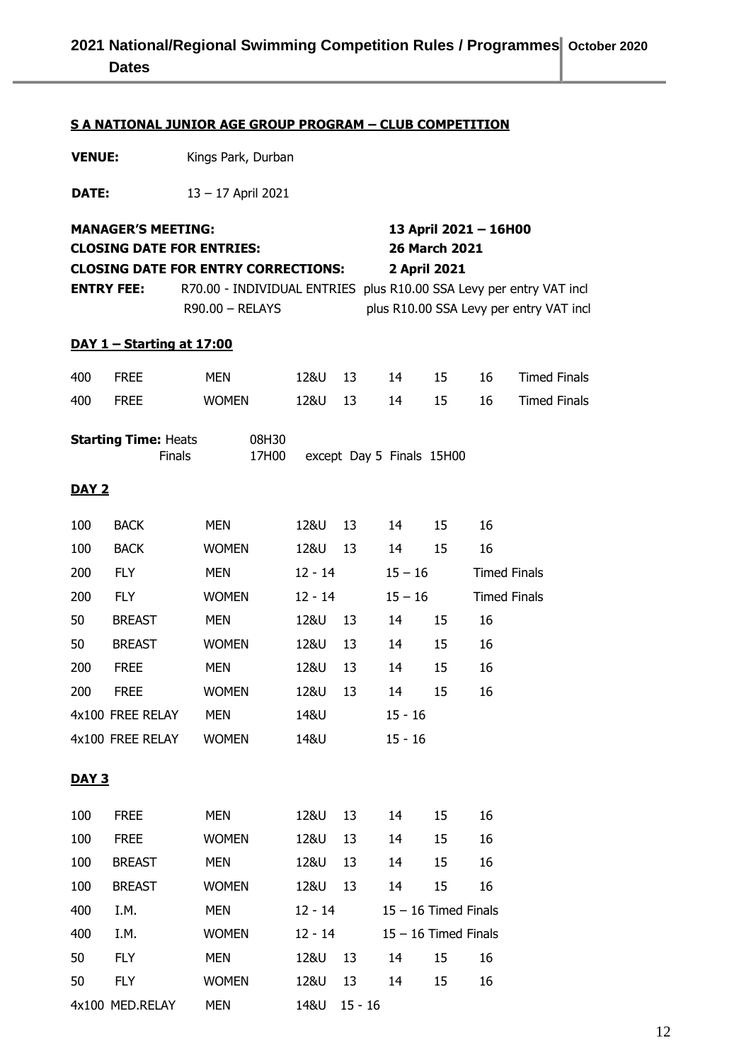## S A NATIONAL JUNIOR AGE GROUP PROGRAM – CLUB COMPETITION

**VENUE:** Kings Park, Durban

**DATE:** 13 – 17 April 2021

**MANAGER'S MEETING:** **13 April 2021 – 16H00**
**CLOSING DATE FOR ENTRIES:** **26 March 2021**
**CLOSING DATE FOR ENTRY CORRECTIONS:** **2 April 2021**
**ENTRY FEE:** R70.00 - INDIVIDUAL ENTRIES plus R10.00 SSA Levy per entry VAT incl
R90.00 – RELAYS plus R10.00 SSA Levy per entry VAT incl

### DAY 1 – Starting at 17:00

| | | | | | | | | |
|---|---|---|---|---|---|---|---|---|
| 400 | FREE | MEN | 12&U | 13 | 14 | 15 | 16 | Timed Finals |
| 400 | FREE | WOMEN | 12&U | 13 | 14 | 15 | 16 | Timed Finals |

**Starting Time:** Heats 08H30
Finals 17H00 except Day 5 Finals 15H00

### DAY 2

| | | | | | | | |
|---|---|---|---|---|---|---|---|
| 100 | BACK | MEN | 12&U | 13 | 14 | 15 | 16 |
| 100 | BACK | WOMEN | 12&U | 13 | 14 | 15 | 16 |
| 200 | FLY | MEN | 12 - 14 | | 15 – 16 | | Timed Finals |
| 200 | FLY | WOMEN | 12 - 14 | | 15 – 16 | | Timed Finals |
| 50 | BREAST | MEN | 12&U | 13 | 14 | 15 | 16 |
| 50 | BREAST | WOMEN | 12&U | 13 | 14 | 15 | 16 |
| 200 | FREE | MEN | 12&U | 13 | 14 | 15 | 16 |
| 200 | FREE | WOMEN | 12&U | 13 | 14 | 15 | 16 |
| 4x100 | FREE RELAY | MEN | 14&U | | 15 - 16 | | |
| 4x100 | FREE RELAY | WOMEN | 14&U | | 15 - 16 | | |

### DAY 3

| | | | | | | | |
|---|---|---|---|---|---|---|---|
| 100 | FREE | MEN | 12&U | 13 | 14 | 15 | 16 |
| 100 | FREE | WOMEN | 12&U | 13 | 14 | 15 | 16 |
| 100 | BREAST | MEN | 12&U | 13 | 14 | 15 | 16 |
| 100 | BREAST | WOMEN | 12&U | 13 | 14 | 15 | 16 |
| 400 | I.M. | MEN | 12 - 14 | | 15 – 16 Timed Finals | | |
| 400 | I.M. | WOMEN | 12 - 14 | | 15 – 16 Timed Finals | | |
| 50 | FLY | MEN | 12&U | 13 | 14 | 15 | 16 |
| 50 | FLY | WOMEN | 12&U | 13 | 14 | 15 | 16 |
| 4x100 | MED.RELAY | MEN | 14&U | 15 - 16 | | | |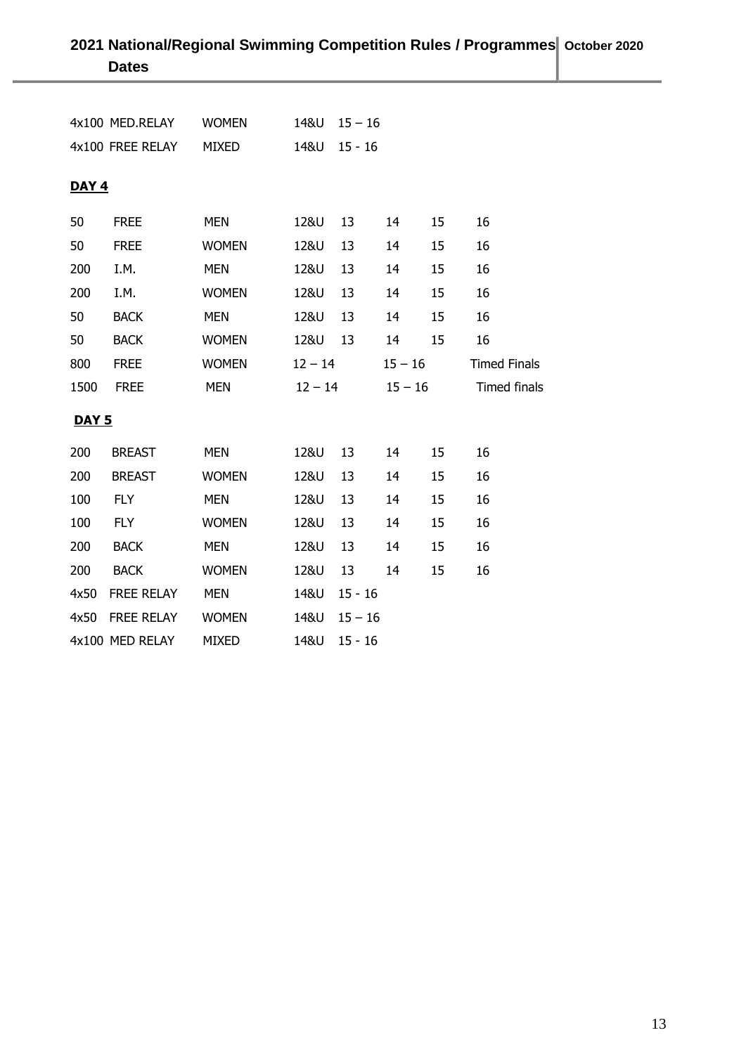| | | | | | | | | |
|---|---|---|---|---|---|---|---|---|
| 4x100 | MED.RELAY | WOMEN | 14&U | 15 – 16 | | | | |
| 4x100 | FREE RELAY | MIXED | 14&U | 15 - 16 | | | | |

**DAY 4**

| | | | | | | | | |
|---|---|---|---|---|---|---|---|---|
| 50 | FREE | MEN | 12&U | 13 | 14 | 15 | 16 | |
| 50 | FREE | WOMEN | 12&U | 13 | 14 | 15 | 16 | |
| 200 | I.M. | MEN | 12&U | 13 | 14 | 15 | 16 | |
| 200 | I.M. | WOMEN | 12&U | 13 | 14 | 15 | 16 | |
| 50 | BACK | MEN | 12&U | 13 | 14 | 15 | 16 | |
| 50 | BACK | WOMEN | 12&U | 13 | 14 | 15 | 16 | |
| 800 | FREE | WOMEN | 12 – 14 | | 15 – 16 | | Timed Finals | |
| 1500 | FREE | MEN | 12 – 14 | | 15 – 16 | | Timed finals | |

**DAY 5**

| | | | | | | | |
|---|---|---|---|---|---|---|---|
| 200 | BREAST | MEN | 12&U | 13 | 14 | 15 | 16 |
| 200 | BREAST | WOMEN | 12&U | 13 | 14 | 15 | 16 |
| 100 | FLY | MEN | 12&U | 13 | 14 | 15 | 16 |
| 100 | FLY | WOMEN | 12&U | 13 | 14 | 15 | 16 |
| 200 | BACK | MEN | 12&U | 13 | 14 | 15 | 16 |
| 200 | BACK | WOMEN | 12&U | 13 | 14 | 15 | 16 |
| 4x50 | FREE RELAY | MEN | 14&U | 15 - 16 | | | |
| 4x50 | FREE RELAY | WOMEN | 14&U | 15 – 16 | | | |
| 4x100 | MED RELAY | MIXED | 14&U | 15 - 16 | | | |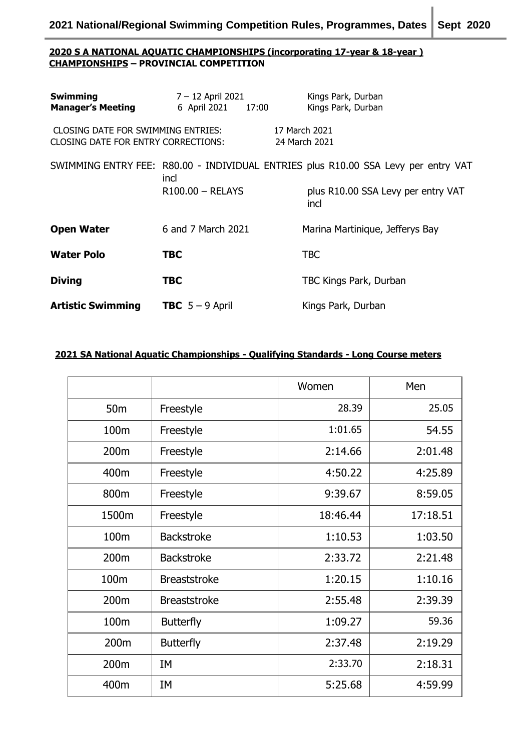**2020 S A NATIONAL AQUATIC CHAMPIONSHIPS (incorporating 17-year & 18-year ) CHAMPIONSHIPS – PROVINCIAL COMPETITION**

| | | |
|---|---|---|
| **Swimming** | 7 – 12 April 2021 | Kings Park, Durban |
| **Manager's Meeting** | 6 April 2021 17:00 | Kings Park, Durban |

CLOSING DATE FOR SWIMMING ENTRIES: 17 March 2021
CLOSING DATE FOR ENTRY CORRECTIONS: 24 March 2021

SWIMMING ENTRY FEE: R80.00 - INDIVIDUAL ENTRIES plus R10.00 SSA Levy per entry VAT incl
R100.00 – RELAYS plus R10.00 SSA Levy per entry VAT incl

| | | |
|---|---|---|
| **Open Water** | 6 and 7 March 2021 | Marina Martinique, Jefferys Bay |
| **Water Polo** | **TBC** | TBC |
| **Diving** | **TBC** | TBC Kings Park, Durban |
| **Artistic Swimming** | **TBC** 5 – 9 April | Kings Park, Durban |

**2021 SA National Aquatic Championships - Qualifying Standards - Long Course meters**

| | | Women | Men |
|---|---|---|---|
| 50m | Freestyle | 28.39 | 25.05 |
| 100m | Freestyle | 1:01.65 | 54.55 |
| 200m | Freestyle | 2:14.66 | 2:01.48 |
| 400m | Freestyle | 4:50.22 | 4:25.89 |
| 800m | Freestyle | 9:39.67 | 8:59.05 |
| 1500m | Freestyle | 18:46.44 | 17:18.51 |
| 100m | Backstroke | 1:10.53 | 1:03.50 |
| 200m | Backstroke | 2:33.72 | 2:21.48 |
| 100m | Breaststroke | 1:20.15 | 1:10.16 |
| 200m | Breaststroke | 2:55.48 | 2:39.39 |
| 100m | Butterfly | 1:09.27 | 59.36 |
| 200m | Butterfly | 2:37.48 | 2:19.29 |
| 200m | IM | 2:33.70 | 2:18.31 |
| 400m | IM | 5:25.68 | 4:59.99 |